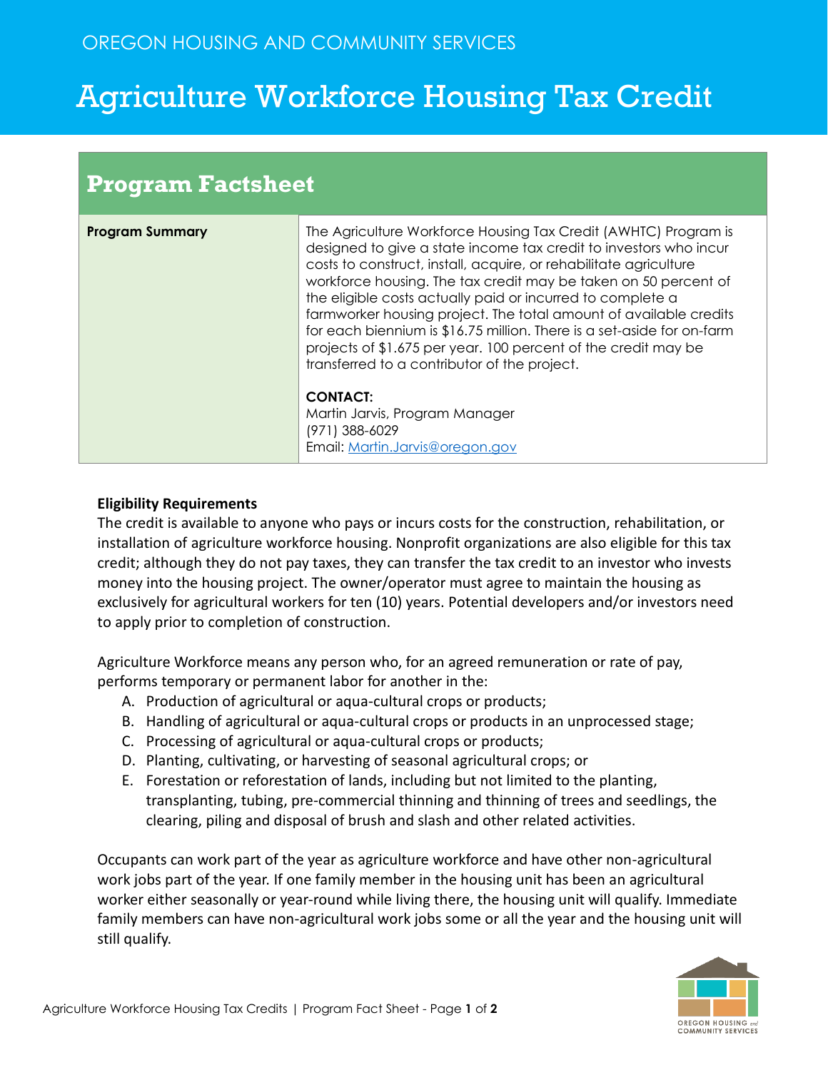OREGON HOUSING AND COMMUNITY SERVICES

# Agriculture Workforce Housing Tax Credit

## Program Factsheet

| Program Summary | The Agriculture Workforce Housing Tax Credit (AWHTC) Program is designed to give a state income tax credit to investors who incur costs to construct, install, acquire, or rehabilitate agriculture workforce housing. The tax credit may be taken on 50 percent of the eligible costs actually paid or incurred to complete a farmworker housing project. The total amount of available credits for each biennium is $16.75 million. There is a set-aside for on-farm projects of $1.675 per year. 100 percent of the credit may be transferred to a contributor of the project.<br><br>**CONTACT:**<br>Martin Jarvis, Program Manager<br>(971) 388-6029<br>Email: Martin.Jarvis@oregon.gov |
|---|---|

**Eligibility Requirements**

The credit is available to anyone who pays or incurs costs for the construction, rehabilitation, or installation of agriculture workforce housing. Nonprofit organizations are also eligible for this tax credit; although they do not pay taxes, they can transfer the tax credit to an investor who invests money into the housing project. The owner/operator must agree to maintain the housing as exclusively for agricultural workers for ten (10) years. Potential developers and/or investors need to apply prior to completion of construction.

Agriculture Workforce means any person who, for an agreed remuneration or rate of pay, performs temporary or permanent labor for another in the:

A. Production of agricultural or aqua-cultural crops or products;
B. Handling of agricultural or aqua-cultural crops or products in an unprocessed stage;
C. Processing of agricultural or aqua-cultural crops or products;
D. Planting, cultivating, or harvesting of seasonal agricultural crops; or
E. Forestation or reforestation of lands, including but not limited to the planting, transplanting, tubing, pre-commercial thinning and thinning of trees and seedlings, the clearing, piling and disposal of brush and slash and other related activities.

Occupants can work part of the year as agriculture workforce and have other non-agricultural work jobs part of the year. If one family member in the housing unit has been an agricultural worker either seasonally or year-round while living there, the housing unit will qualify. Immediate family members can have non-agricultural work jobs some or all the year and the housing unit will still qualify.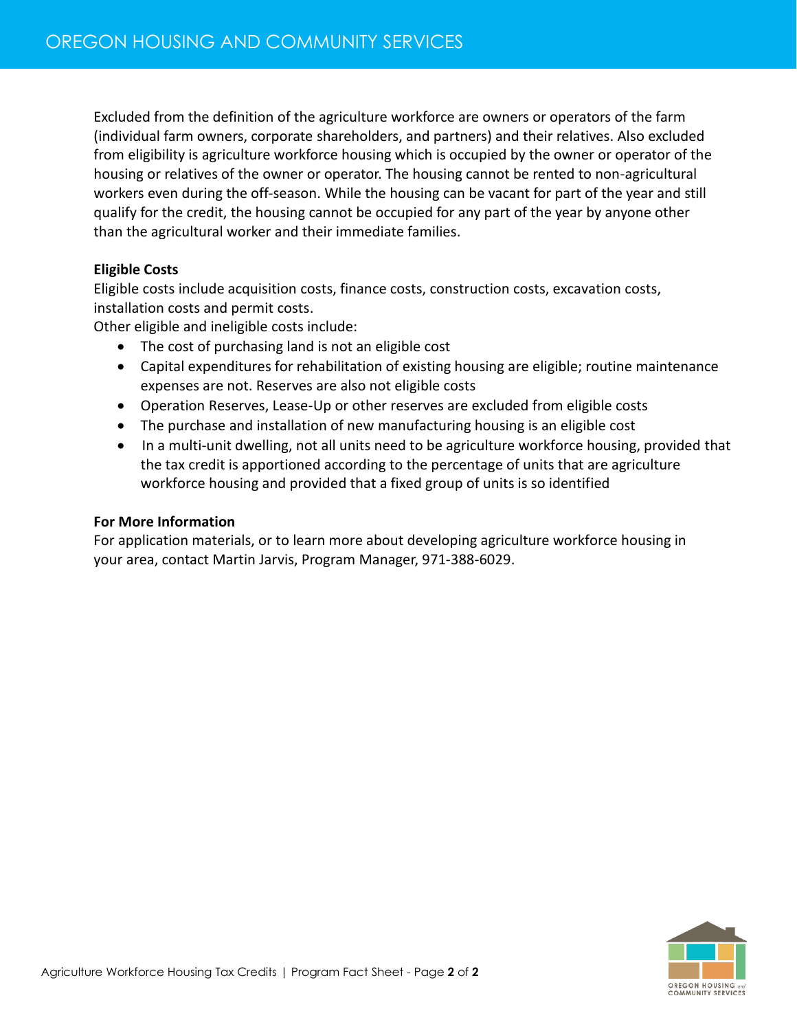Excluded from the definition of the agriculture workforce are owners or operators of the farm (individual farm owners, corporate shareholders, and partners) and their relatives. Also excluded from eligibility is agriculture workforce housing which is occupied by the owner or operator of the housing or relatives of the owner or operator. The housing cannot be rented to non-agricultural workers even during the off-season. While the housing can be vacant for part of the year and still qualify for the credit, the housing cannot be occupied for any part of the year by anyone other than the agricultural worker and their immediate families.

**Eligible Costs**

Eligible costs include acquisition costs, finance costs, construction costs, excavation costs, installation costs and permit costs.

Other eligible and ineligible costs include:

- The cost of purchasing land is not an eligible cost
- Capital expenditures for rehabilitation of existing housing are eligible; routine maintenance expenses are not. Reserves are also not eligible costs
- Operation Reserves, Lease-Up or other reserves are excluded from eligible costs
- The purchase and installation of new manufacturing housing is an eligible cost
- In a multi-unit dwelling, not all units need to be agriculture workforce housing, provided that the tax credit is apportioned according to the percentage of units that are agriculture workforce housing and provided that a fixed group of units is so identified

**For More Information**

For application materials, or to learn more about developing agriculture workforce housing in your area, contact Martin Jarvis, Program Manager, 971-388-6029.